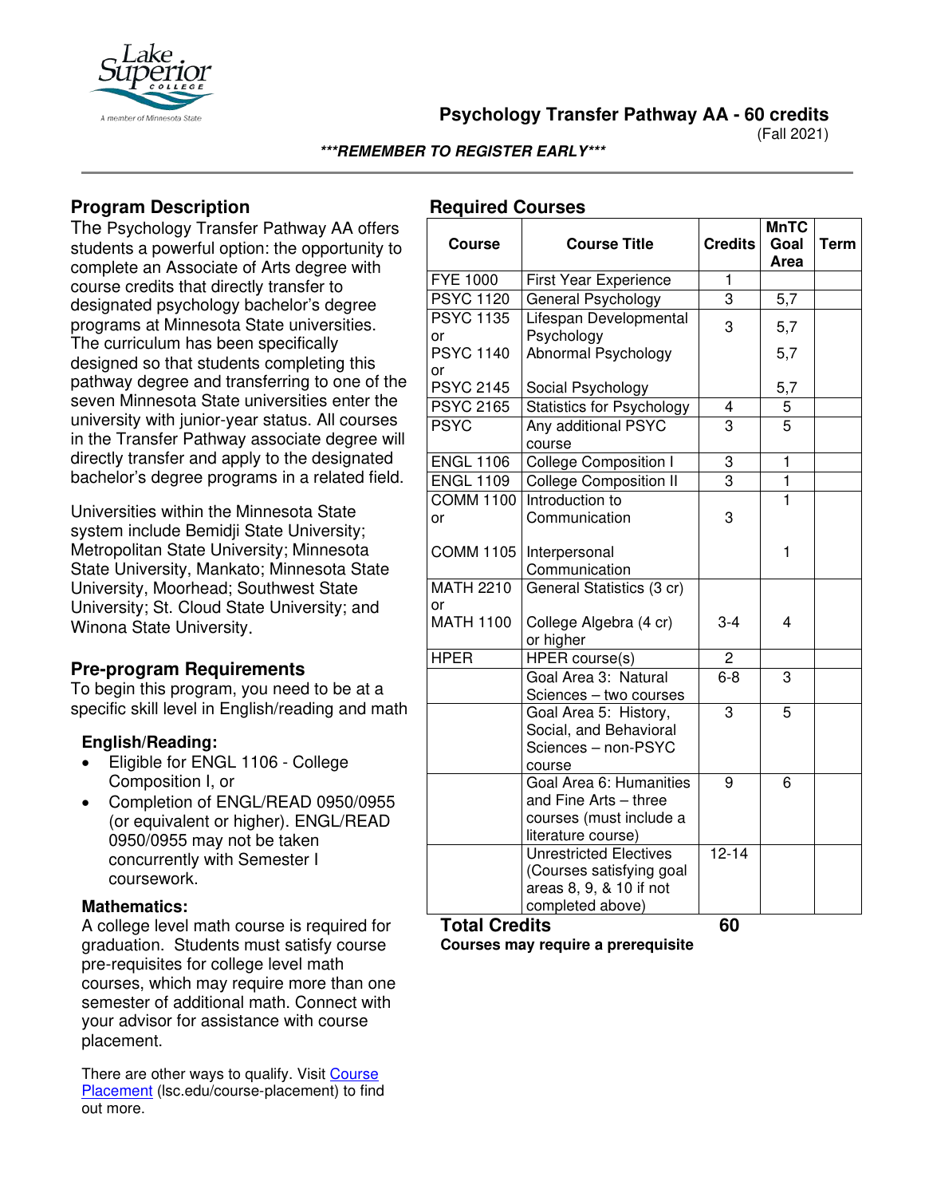# Psychology Transfer Pathway AA - 60 credits

(Fall 2021)

***REMEMBER TO REGISTER EARLY***

## Program Description

The Psychology Transfer Pathway AA offers students a powerful option: the opportunity to complete an Associate of Arts degree with course credits that directly transfer to designated psychology bachelor's degree programs at Minnesota State universities. The curriculum has been specifically designed so that students completing this pathway degree and transferring to one of the seven Minnesota State universities enter the university with junior-year status. All courses in the Transfer Pathway associate degree will directly transfer and apply to the designated bachelor's degree programs in a related field.

Universities within the Minnesota State system include Bemidji State University; Metropolitan State University; Minnesota State University, Mankato; Minnesota State University, Moorhead; Southwest State University; St. Cloud State University; and Winona State University.

## Pre-program Requirements

To begin this program, you need to be at a specific skill level in English/reading and math

### English/Reading:

- Eligible for ENGL 1106 - College Composition I, or
- Completion of ENGL/READ 0950/0955 (or equivalent or higher). ENGL/READ 0950/0955 may not be taken concurrently with Semester I coursework.

### Mathematics:

A college level math course is required for graduation. Students must satisfy course pre-requisites for college level math courses, which may require more than one semester of additional math. Connect with your advisor for assistance with course placement.

There are other ways to qualify. Visit Course Placement (lsc.edu/course-placement) to find out more.

## Required Courses

| Course | Course Title | Credits | MnTC Goal Area | Term |
|---|---|---|---|---|
| FYE 1000 | First Year Experience | 1 | | |
| PSYC 1120 | General Psychology | 3 | 5,7 | |
| PSYC 1135 or PSYC 1140 or PSYC 2145 | Lifespan Developmental Psychology / Abnormal Psychology / Social Psychology | 3 | 5,7 / 5,7 / 5,7 | |
| PSYC 2165 | Statistics for Psychology | 4 | 5 | |
| PSYC | Any additional PSYC course | 3 | 5 | |
| ENGL 1106 | College Composition I | 3 | 1 | |
| ENGL 1109 | College Composition II | 3 | 1 | |
| COMM 1100 or COMM 1105 | Introduction to Communication / Interpersonal Communication | 3 | 1 / 1 | |
| MATH 2210 or MATH 1100 | General Statistics (3 cr) / College Algebra (4 cr) or higher | 3-4 | 4 | |
| HPER | HPER course(s) | 2 | | |
| | Goal Area 3: Natural Sciences – two courses | 6-8 | 3 | |
| | Goal Area 5: History, Social, and Behavioral Sciences – non-PSYC course | 3 | 5 | |
| | Goal Area 6: Humanities and Fine Arts – three courses (must include a literature course) | 9 | 6 | |
| | Unrestricted Electives (Courses satisfying goal areas 8, 9, & 10 if not completed above) | 12-14 | | |
| **Total Credits** | | **60** | | |

**Courses may require a prerequisite**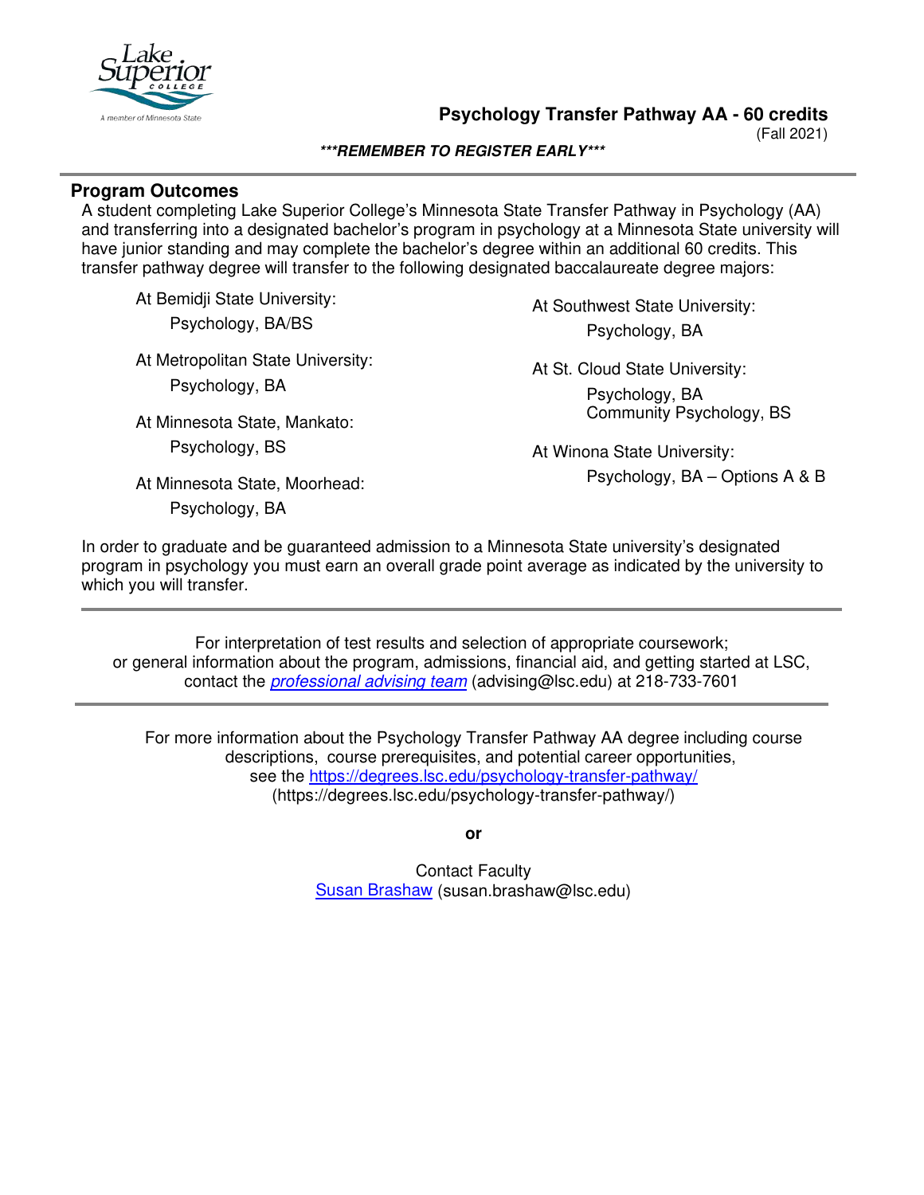# Psychology Transfer Pathway AA - 60 credits

(Fall 2021)

***REMEMBER TO REGISTER EARLY***

## Program Outcomes

A student completing Lake Superior College's Minnesota State Transfer Pathway in Psychology (AA) and transferring into a designated bachelor's program in psychology at a Minnesota State university will have junior standing and may complete the bachelor's degree within an additional 60 credits. This transfer pathway degree will transfer to the following designated baccalaureate degree majors:

At Bemidji State University:
- Psychology, BA/BS

At Metropolitan State University:
- Psychology, BA

At Minnesota State, Mankato:
- Psychology, BS

At Minnesota State, Moorhead:
- Psychology, BA

At Southwest State University:
- Psychology, BA

At St. Cloud State University:
- Psychology, BA
- Community Psychology, BS

At Winona State University:
- Psychology, BA – Options A & B

In order to graduate and be guaranteed admission to a Minnesota State university's designated program in psychology you must earn an overall grade point average as indicated by the university to which you will transfer.

---

For interpretation of test results and selection of appropriate coursework; or general information about the program, admissions, financial aid, and getting started at LSC, contact the *professional advising team* (advising@lsc.edu) at 218-733-7601

---

For more information about the Psychology Transfer Pathway AA degree including course descriptions, course prerequisites, and potential career opportunities, see the https://degrees.lsc.edu/psychology-transfer-pathway/ (https://degrees.lsc.edu/psychology-transfer-pathway/)

**or**

Contact Faculty
Susan Brashaw (susan.brashaw@lsc.edu)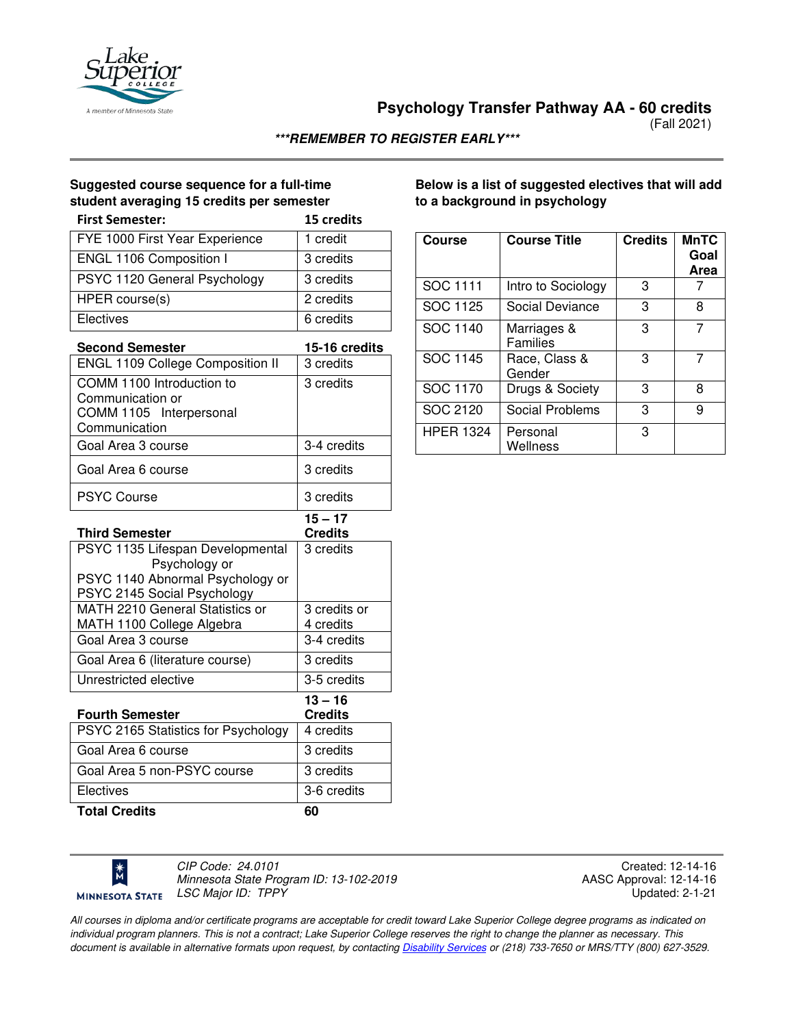# Psychology Transfer Pathway AA - 60 credits

(Fall 2021)

***REMEMBER TO REGISTER EARLY***

## Suggested course sequence for a full-time student averaging 15 credits per semester

| First Semester: | 15 credits |
|---|---|
| FYE 1000 First Year Experience | 1 credit |
| ENGL 1106 Composition I | 3 credits |
| PSYC 1120 General Psychology | 3 credits |
| HPER course(s) | 2 credits |
| Electives | 6 credits |

| Second Semester | 15-16 credits |
|---|---|
| ENGL 1109 College Composition II | 3 credits |
| COMM 1100 Introduction to Communication or COMM 1105 Interpersonal Communication | 3 credits |
| Goal Area 3 course | 3-4 credits |
| Goal Area 6 course | 3 credits |
| PSYC Course | 3 credits |

| Third Semester | 15 – 17 Credits |
|---|---|
| PSYC 1135 Lifespan Developmental Psychology or PSYC 1140 Abnormal Psychology or PSYC 2145 Social Psychology | 3 credits |
| MATH 2210 General Statistics or MATH 1100 College Algebra | 3 credits or 4 credits |
| Goal Area 3 course | 3-4 credits |
| Goal Area 6 (literature course) | 3 credits |
| Unrestricted elective | 3-5 credits |

| Fourth Semester | 13 – 16 Credits |
|---|---|
| PSYC 2165 Statistics for Psychology | 4 credits |
| Goal Area 6 course | 3 credits |
| Goal Area 5 non-PSYC course | 3 credits |
| Electives | 3-6 credits |
| **Total Credits** | **60** |

## Below is a list of suggested electives that will add to a background in psychology

| Course | Course Title | Credits | MnTC Goal Area |
|---|---|---|---|
| SOC 1111 | Intro to Sociology | 3 | 7 |
| SOC 1125 | Social Deviance | 3 | 8 |
| SOC 1140 | Marriages & Families | 3 | 7 |
| SOC 1145 | Race, Class & Gender | 3 | 7 |
| SOC 1170 | Drugs & Society | 3 | 8 |
| SOC 2120 | Social Problems | 3 | 9 |
| HPER 1324 | Personal Wellness | 3 | |

*CIP Code: 24.0101*
*Minnesota State Program ID: 13-102-2019*
*LSC Major ID: TPPY*

Created: 12-14-16
AASC Approval: 12-14-16
Updated: 2-1-21

*All courses in diploma and/or certificate programs are acceptable for credit toward Lake Superior College degree programs as indicated on individual program planners. This is not a contract; Lake Superior College reserves the right to change the planner as necessary. This document is available in alternative formats upon request, by contacting Disability Services or (218) 733-7650 or MRS/TTY (800) 627-3529.*